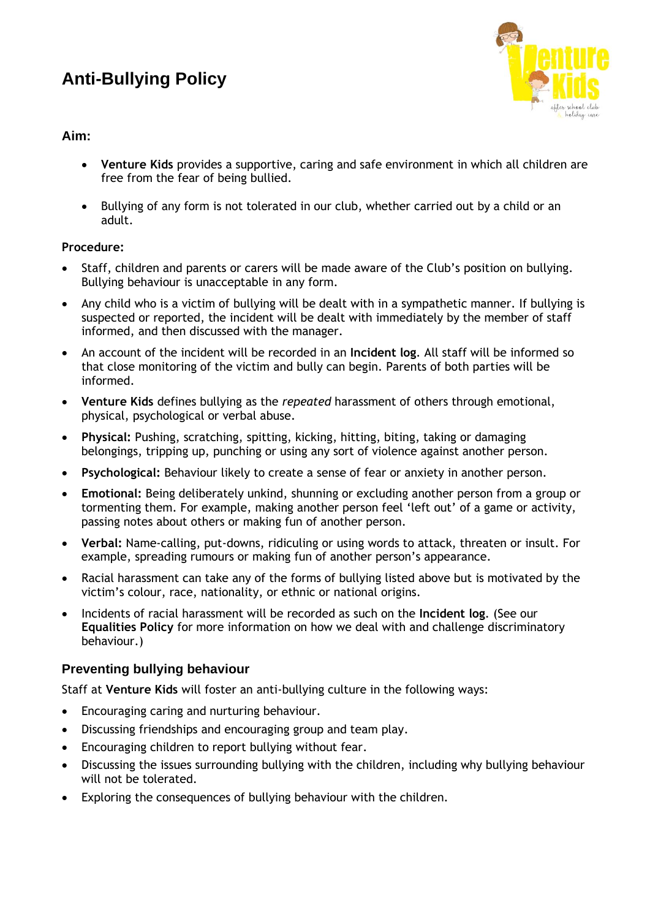# Anti-Bullying Policy

### Aim:

- **Venture Kids** provides a supportive, caring and safe environment in which all children are free from the fear of being bullied.
- Bullying of any form is not tolerated in our club, whether carried out by a child or an adult.

**Procedure:**

- Staff, children and parents or carers will be made aware of the Club's position on bullying. Bullying behaviour is unacceptable in any form.
- Any child who is a victim of bullying will be dealt with in a sympathetic manner. If bullying is suspected or reported, the incident will be dealt with immediately by the member of staff informed, and then discussed with the manager.
- An account of the incident will be recorded in an **Incident log**. All staff will be informed so that close monitoring of the victim and bully can begin. Parents of both parties will be informed.
- **Venture Kids** defines bullying as the *repeated* harassment of others through emotional, physical, psychological or verbal abuse.
- **Physical:** Pushing, scratching, spitting, kicking, hitting, biting, taking or damaging belongings, tripping up, punching or using any sort of violence against another person.
- **Psychological:** Behaviour likely to create a sense of fear or anxiety in another person.
- **Emotional:** Being deliberately unkind, shunning or excluding another person from a group or tormenting them. For example, making another person feel 'left out' of a game or activity, passing notes about others or making fun of another person.
- **Verbal:** Name-calling, put-downs, ridiculing or using words to attack, threaten or insult. For example, spreading rumours or making fun of another person's appearance.
- Racial harassment can take any of the forms of bullying listed above but is motivated by the victim's colour, race, nationality, or ethnic or national origins.
- Incidents of racial harassment will be recorded as such on the **Incident log**. (See our **Equalities Policy** for more information on how we deal with and challenge discriminatory behaviour.)

### Preventing bullying behaviour

Staff at **Venture Kids** will foster an anti-bullying culture in the following ways:

- Encouraging caring and nurturing behaviour.
- Discussing friendships and encouraging group and team play.
- Encouraging children to report bullying without fear.
- Discussing the issues surrounding bullying with the children, including why bullying behaviour will not be tolerated.
- Exploring the consequences of bullying behaviour with the children.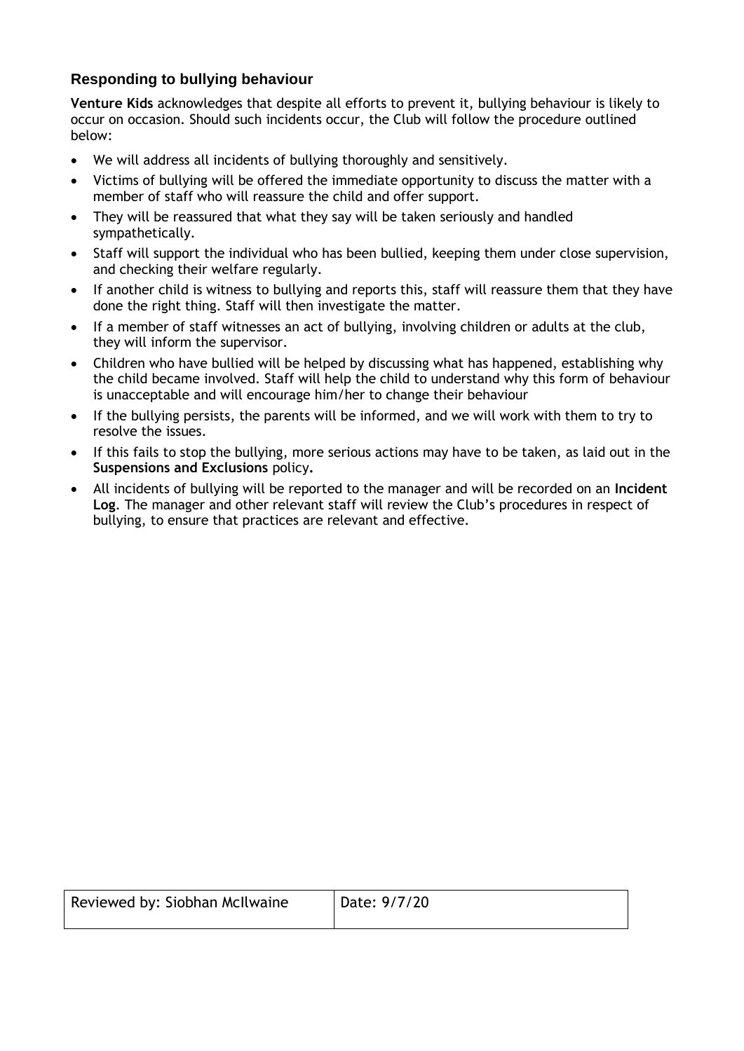### Responding to bullying behaviour

**Venture Kids** acknowledges that despite all efforts to prevent it, bullying behaviour is likely to occur on occasion. Should such incidents occur, the Club will follow the procedure outlined below:

- We will address all incidents of bullying thoroughly and sensitively.
- Victims of bullying will be offered the immediate opportunity to discuss the matter with a member of staff who will reassure the child and offer support.
- They will be reassured that what they say will be taken seriously and handled sympathetically.
- Staff will support the individual who has been bullied, keeping them under close supervision, and checking their welfare regularly.
- If another child is witness to bullying and reports this, staff will reassure them that they have done the right thing. Staff will then investigate the matter.
- If a member of staff witnesses an act of bullying, involving children or adults at the club, they will inform the supervisor.
- Children who have bullied will be helped by discussing what has happened, establishing why the child became involved. Staff will help the child to understand why this form of behaviour is unacceptable and will encourage him/her to change their behaviour
- If the bullying persists, the parents will be informed, and we will work with them to try to resolve the issues.
- If this fails to stop the bullying, more serious actions may have to be taken, as laid out in the **Suspensions and Exclusions** policy**.**
- All incidents of bullying will be reported to the manager and will be recorded on an **Incident Log**. The manager and other relevant staff will review the Club's procedures in respect of bullying, to ensure that practices are relevant and effective.

| | |
|---|---|
| Reviewed by: Siobhan McIlwaine | Date: 9/7/20 |